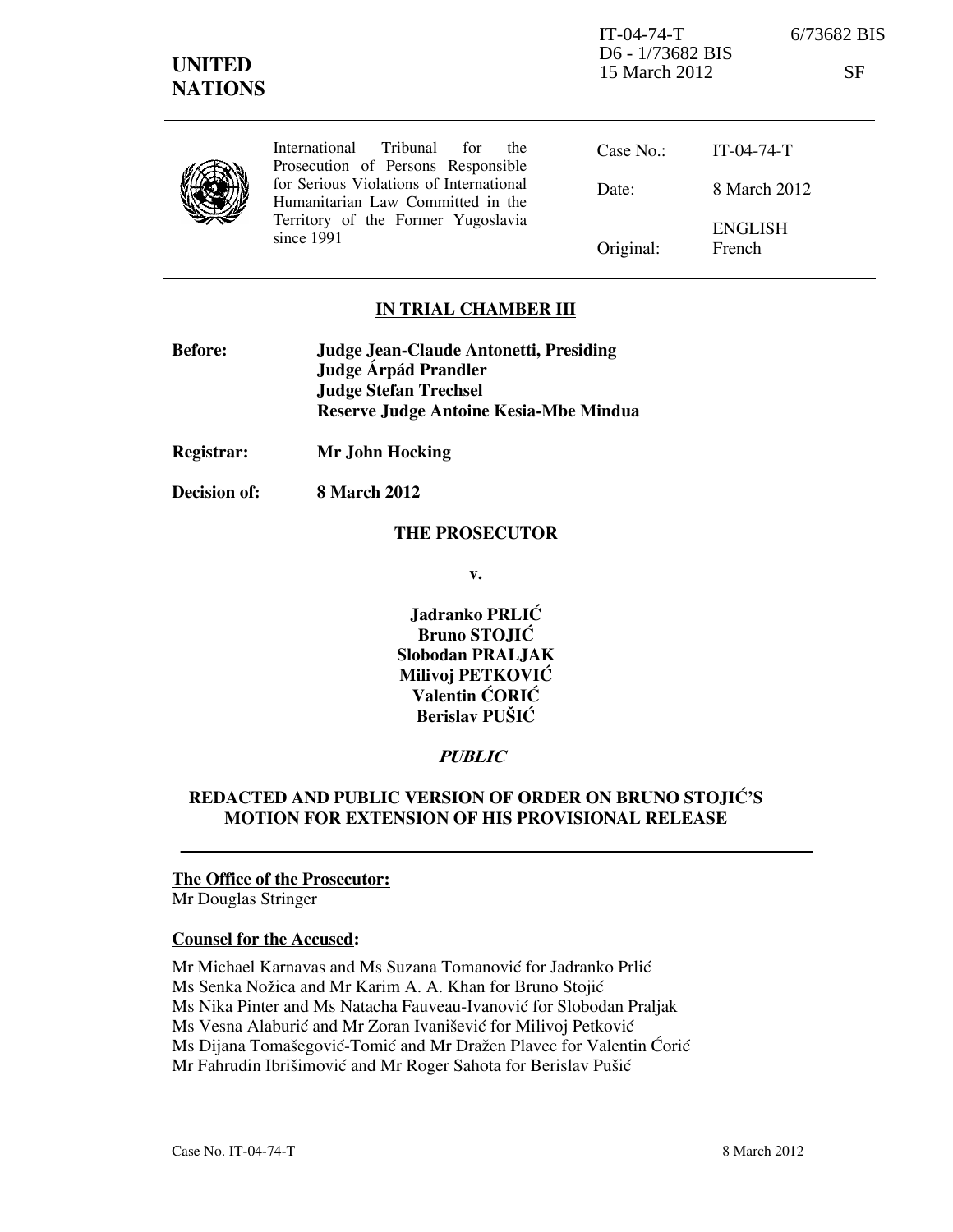IT-04-74-T 6/73682 BIS
D6 - 1/73682 BIS
15 March 2012 SF

**UNITED NATIONS**

International Tribunal for the Prosecution of Persons Responsible for Serious Violations of International Humanitarian Law Committed in the Territory of the Former Yugoslavia since 1991

| | |
|---|---|
| Case No.: | IT-04-74-T |
| Date: | 8 March 2012 |
| Original: | ENGLISH French |

## IN TRIAL CHAMBER III

**Before:** **Judge Jean-Claude Antonetti, Presiding**
**Judge Árpád Prandler**
**Judge Stefan Trechsel**
**Reserve Judge Antoine Kesia-Mbe Mindua**

**Registrar:** **Mr John Hocking**

**Decision of:** **8 March 2012**

**THE PROSECUTOR**

**v.**

**Jadranko PRLIĆ**
**Bruno STOJIĆ**
**Slobodan PRALJAK**
**Milivoj PETKOVIĆ**
**Valentin ĆORIĆ**
**Berislav PUŠIĆ**

***PUBLIC***

## REDACTED AND PUBLIC VERSION OF ORDER ON BRUNO STOJIĆ'S MOTION FOR EXTENSION OF HIS PROVISIONAL RELEASE

**The Office of the Prosecutor:**
Mr Douglas Stringer

**Counsel for the Accused:**

Mr Michael Karnavas and Ms Suzana Tomanović for Jadranko Prlić
Ms Senka Nožica and Mr Karim A. A. Khan for Bruno Stojić
Ms Nika Pinter and Ms Natacha Fauveau-Ivanović for Slobodan Praljak
Ms Vesna Alaburić and Mr Zoran Ivanišević for Milivoj Petković
Ms Dijana Tomašegović-Tomić and Mr Dražen Plavec for Valentin Ćorić
Mr Fahrudin Ibrišimović and Mr Roger Sahota for Berislav Pušić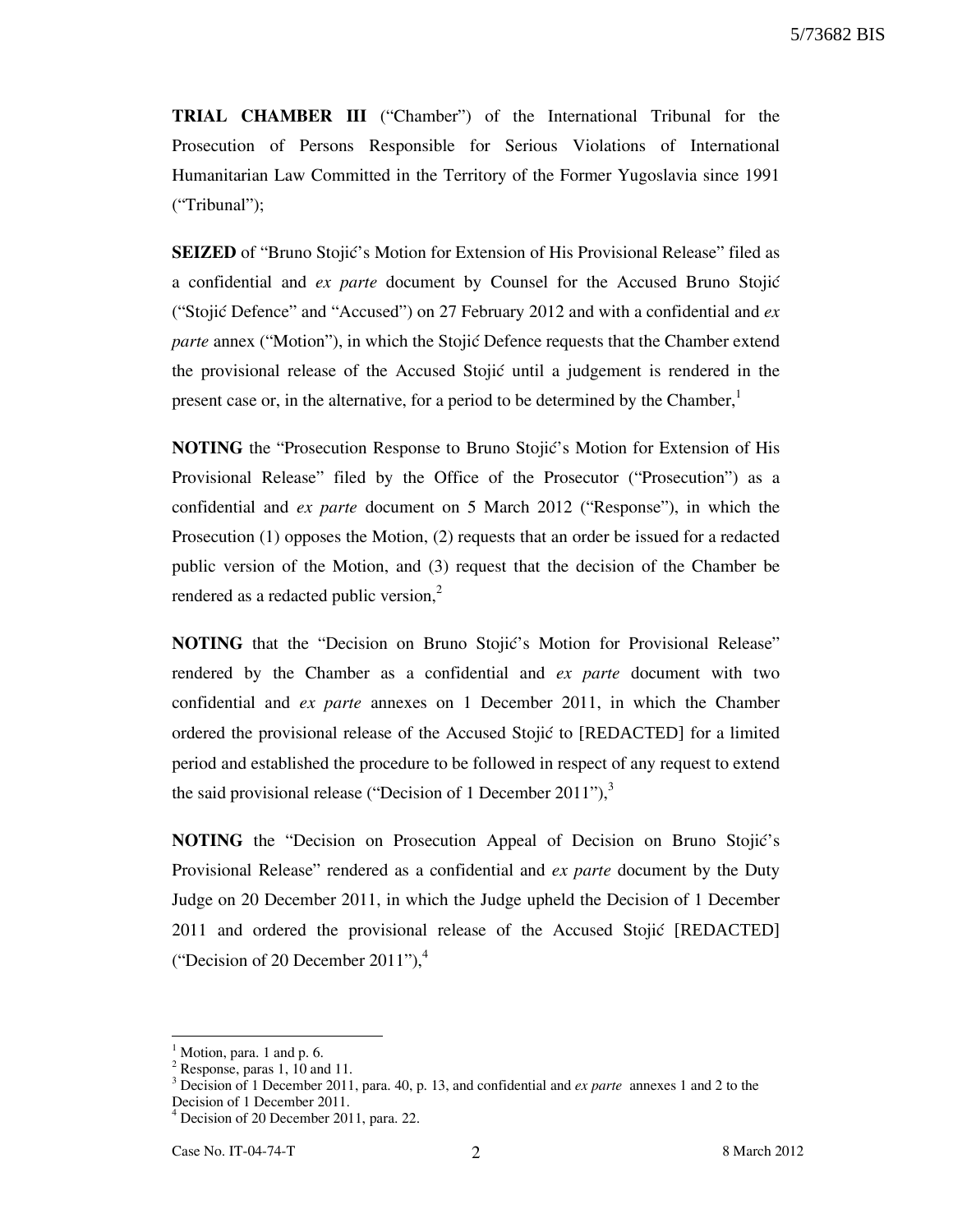**TRIAL CHAMBER III** ("Chamber") of the International Tribunal for the Prosecution of Persons Responsible for Serious Violations of International Humanitarian Law Committed in the Territory of the Former Yugoslavia since 1991 ("Tribunal");

**SEIZED** of "Bruno Stojić's Motion for Extension of His Provisional Release" filed as a confidential and *ex parte* document by Counsel for the Accused Bruno Stojić ("Stojić Defence" and "Accused") on 27 February 2012 and with a confidential and *ex parte* annex ("Motion"), in which the Stojić Defence requests that the Chamber extend the provisional release of the Accused Stojić until a judgement is rendered in the present case or, in the alternative, for a period to be determined by the Chamber,[1]

**NOTING** the "Prosecution Response to Bruno Stojić's Motion for Extension of His Provisional Release" filed by the Office of the Prosecutor ("Prosecution") as a confidential and *ex parte* document on 5 March 2012 ("Response"), in which the Prosecution (1) opposes the Motion, (2) requests that an order be issued for a redacted public version of the Motion, and (3) request that the decision of the Chamber be rendered as a redacted public version,[2]

**NOTING** that the "Decision on Bruno Stojić's Motion for Provisional Release" rendered by the Chamber as a confidential and *ex parte* document with two confidential and *ex parte* annexes on 1 December 2011, in which the Chamber ordered the provisional release of the Accused Stojić to [REDACTED] for a limited period and established the procedure to be followed in respect of any request to extend the said provisional release ("Decision of 1 December 2011"),[3]

**NOTING** the "Decision on Prosecution Appeal of Decision on Bruno Stojić's Provisional Release" rendered as a confidential and *ex parte* document by the Duty Judge on 20 December 2011, in which the Judge upheld the Decision of 1 December 2011 and ordered the provisional release of the Accused Stojić [REDACTED] ("Decision of 20 December 2011"),[4]

---

[1] Motion, para. 1 and p. 6.

[2] Response, paras 1, 10 and 11.

[3] Decision of 1 December 2011, para. 40, p. 13, and confidential and *ex parte* annexes 1 and 2 to the Decision of 1 December 2011.

[4] Decision of 20 December 2011, para. 22.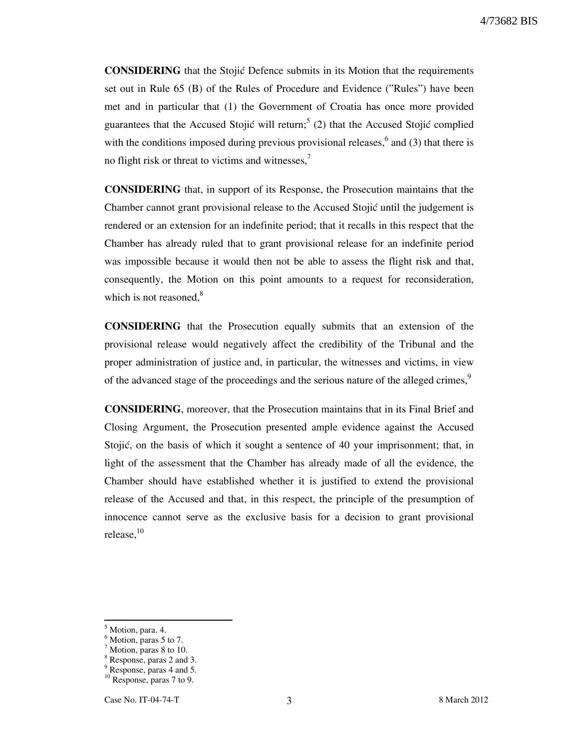**CONSIDERING** that the Stojić Defence submits in its Motion that the requirements set out in Rule 65 (B) of the Rules of Procedure and Evidence ("Rules") have been met and in particular that (1) the Government of Croatia has once more provided guarantees that the Accused Stojić will return;[5] (2) that the Accused Stojić complied with the conditions imposed during previous provisional releases,[6] and (3) that there is no flight risk or threat to victims and witnesses,[7]

**CONSIDERING** that, in support of its Response, the Prosecution maintains that the Chamber cannot grant provisional release to the Accused Stojić until the judgement is rendered or an extension for an indefinite period; that it recalls in this respect that the Chamber has already ruled that to grant provisional release for an indefinite period was impossible because it would then not be able to assess the flight risk and that, consequently, the Motion on this point amounts to a request for reconsideration, which is not reasoned,[8]

**CONSIDERING** that the Prosecution equally submits that an extension of the provisional release would negatively affect the credibility of the Tribunal and the proper administration of justice and, in particular, the witnesses and victims, in view of the advanced stage of the proceedings and the serious nature of the alleged crimes,[9]

**CONSIDERING**, moreover, that the Prosecution maintains that in its Final Brief and Closing Argument, the Prosecution presented ample evidence against the Accused Stojić, on the basis of which it sought a sentence of 40 your imprisonment; that, in light of the assessment that the Chamber has already made of all the evidence, the Chamber should have established whether it is justified to extend the provisional release of the Accused and that, in this respect, the principle of the presumption of innocence cannot serve as the exclusive basis for a decision to grant provisional release,[10]

---

[5] Motion, para. 4.
[6] Motion, paras 5 to 7.
[7] Motion, paras 8 to 10.
[8] Response, paras 2 and 3.
[9] Response, paras 4 and 5.
[10] Response, paras 7 to 9.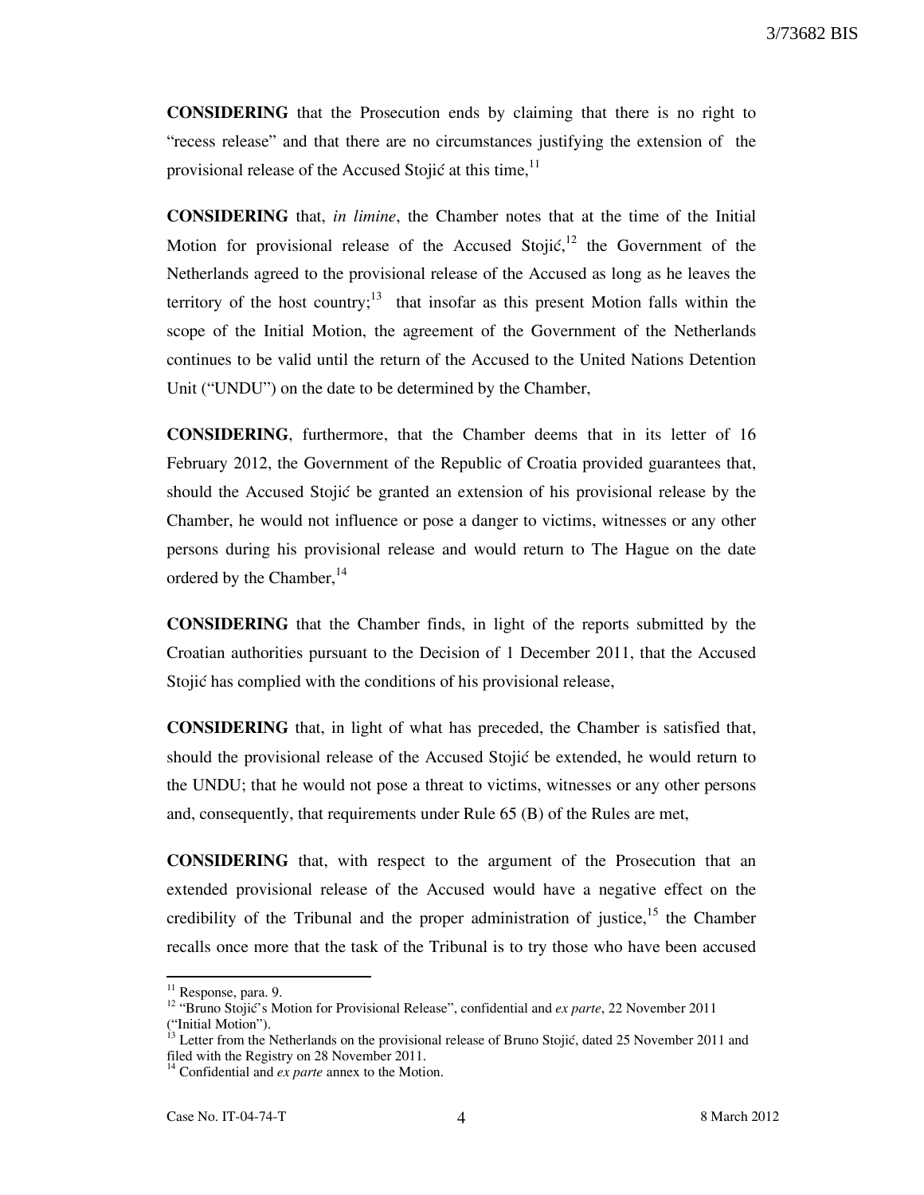**CONSIDERING** that the Prosecution ends by claiming that there is no right to "recess release" and that there are no circumstances justifying the extension of the provisional release of the Accused Stojić at this time,[11]

**CONSIDERING** that, *in limine*, the Chamber notes that at the time of the Initial Motion for provisional release of the Accused Stojić,[12] the Government of the Netherlands agreed to the provisional release of the Accused as long as he leaves the territory of the host country;[13] that insofar as this present Motion falls within the scope of the Initial Motion, the agreement of the Government of the Netherlands continues to be valid until the return of the Accused to the United Nations Detention Unit ("UNDU") on the date to be determined by the Chamber,

**CONSIDERING**, furthermore, that the Chamber deems that in its letter of 16 February 2012, the Government of the Republic of Croatia provided guarantees that, should the Accused Stojić be granted an extension of his provisional release by the Chamber, he would not influence or pose a danger to victims, witnesses or any other persons during his provisional release and would return to The Hague on the date ordered by the Chamber,[14]

**CONSIDERING** that the Chamber finds, in light of the reports submitted by the Croatian authorities pursuant to the Decision of 1 December 2011, that the Accused Stojić has complied with the conditions of his provisional release,

**CONSIDERING** that, in light of what has preceded, the Chamber is satisfied that, should the provisional release of the Accused Stojić be extended, he would return to the UNDU; that he would not pose a threat to victims, witnesses or any other persons and, consequently, that requirements under Rule 65 (B) of the Rules are met,

**CONSIDERING** that, with respect to the argument of the Prosecution that an extended provisional release of the Accused would have a negative effect on the credibility of the Tribunal and the proper administration of justice,[15] the Chamber recalls once more that the task of the Tribunal is to try those who have been accused

---

[11] Response, para. 9.

[12] "Bruno Stojić's Motion for Provisional Release", confidential and *ex parte*, 22 November 2011 ("Initial Motion").

[13] Letter from the Netherlands on the provisional release of Bruno Stojić, dated 25 November 2011 and filed with the Registry on 28 November 2011.

[14] Confidential and *ex parte* annex to the Motion.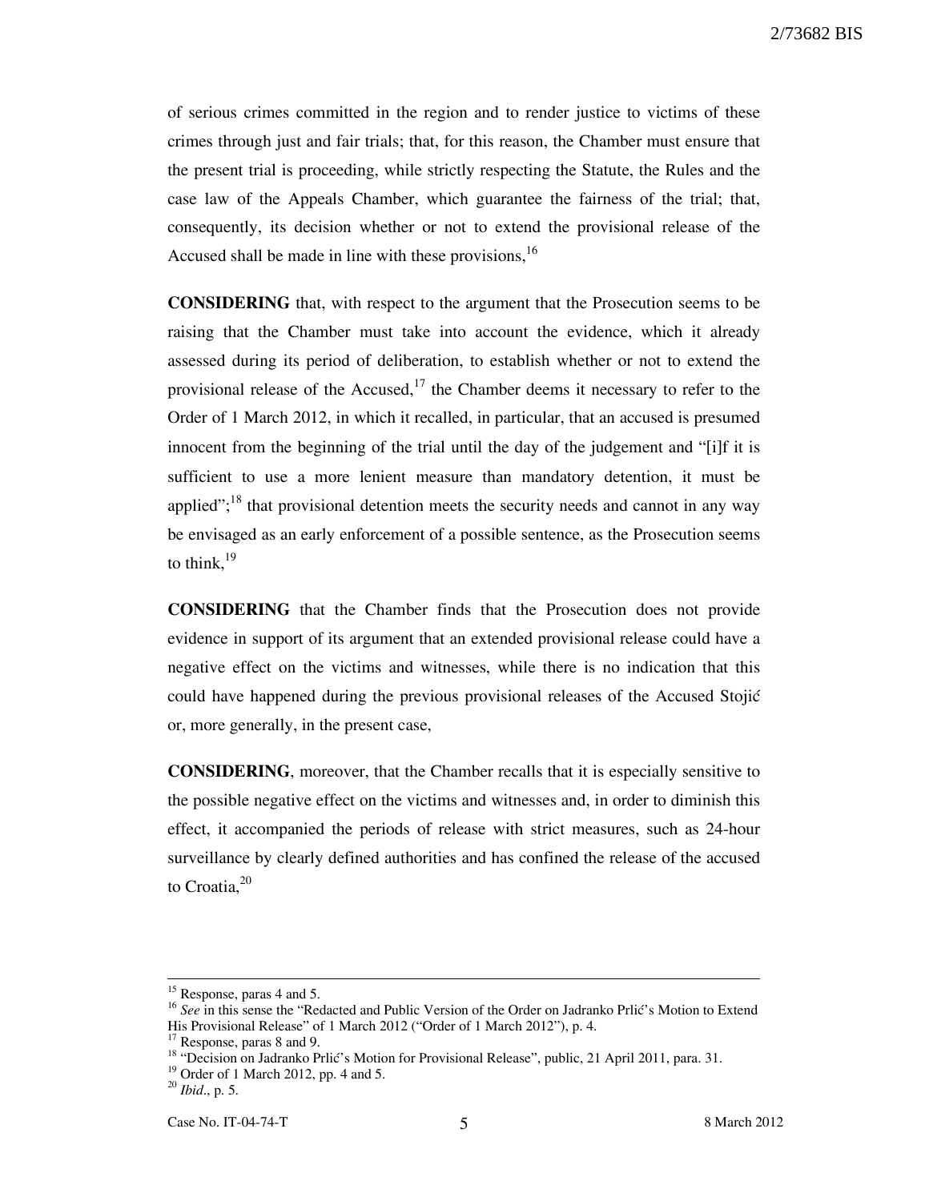of serious crimes committed in the region and to render justice to victims of these crimes through just and fair trials; that, for this reason, the Chamber must ensure that the present trial is proceeding, while strictly respecting the Statute, the Rules and the case law of the Appeals Chamber, which guarantee the fairness of the trial; that, consequently, its decision whether or not to extend the provisional release of the Accused shall be made in line with these provisions,[16]

**CONSIDERING** that, with respect to the argument that the Prosecution seems to be raising that the Chamber must take into account the evidence, which it already assessed during its period of deliberation, to establish whether or not to extend the provisional release of the Accused,[17] the Chamber deems it necessary to refer to the Order of 1 March 2012, in which it recalled, in particular, that an accused is presumed innocent from the beginning of the trial until the day of the judgement and "[i]f it is sufficient to use a more lenient measure than mandatory detention, it must be applied";[18] that provisional detention meets the security needs and cannot in any way be envisaged as an early enforcement of a possible sentence, as the Prosecution seems to think,[19]

**CONSIDERING** that the Chamber finds that the Prosecution does not provide evidence in support of its argument that an extended provisional release could have a negative effect on the victims and witnesses, while there is no indication that this could have happened during the previous provisional releases of the Accused Stojić or, more generally, in the present case,

**CONSIDERING**, moreover, that the Chamber recalls that it is especially sensitive to the possible negative effect on the victims and witnesses and, in order to diminish this effect, it accompanied the periods of release with strict measures, such as 24-hour surveillance by clearly defined authorities and has confined the release of the accused to Croatia,[20]

---

[15] Response, paras 4 and 5.

[16] *See* in this sense the "Redacted and Public Version of the Order on Jadranko Prlić's Motion to Extend His Provisional Release" of 1 March 2012 ("Order of 1 March 2012"), p. 4.

[17] Response, paras 8 and 9.

[18] "Decision on Jadranko Prlić's Motion for Provisional Release", public, 21 April 2011, para. 31.

[19] Order of 1 March 2012, pp. 4 and 5.

[20] *Ibid*., p. 5.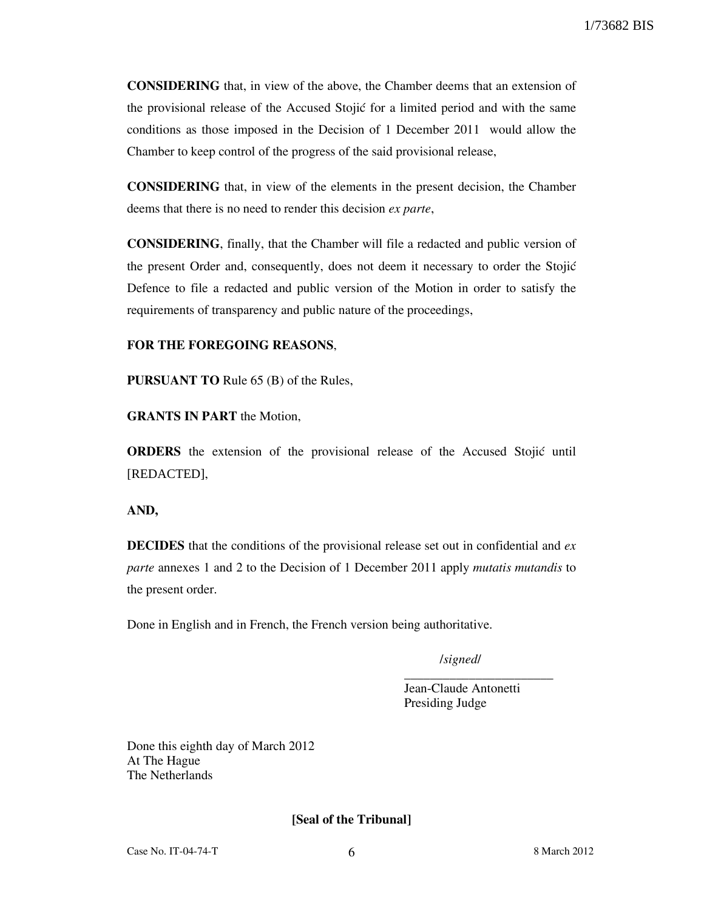**CONSIDERING** that, in view of the above, the Chamber deems that an extension of the provisional release of the Accused Stojić for a limited period and with the same conditions as those imposed in the Decision of 1 December 2011 would allow the Chamber to keep control of the progress of the said provisional release,

**CONSIDERING** that, in view of the elements in the present decision, the Chamber deems that there is no need to render this decision *ex parte*,

**CONSIDERING**, finally, that the Chamber will file a redacted and public version of the present Order and, consequently, does not deem it necessary to order the Stojić Defence to file a redacted and public version of the Motion in order to satisfy the requirements of transparency and public nature of the proceedings,

**FOR THE FOREGOING REASONS**,

**PURSUANT TO** Rule 65 (B) of the Rules,

**GRANTS IN PART** the Motion,

**ORDERS** the extension of the provisional release of the Accused Stojić until [REDACTED],

**AND,**

**DECIDES** that the conditions of the provisional release set out in confidential and *ex parte* annexes 1 and 2 to the Decision of 1 December 2011 apply *mutatis mutandis* to the present order.

Done in English and in French, the French version being authoritative.

/*signed*/

_______________________

Jean-Claude Antonetti
Presiding Judge

Done this eighth day of March 2012
At The Hague
The Netherlands

**[Seal of the Tribunal]**